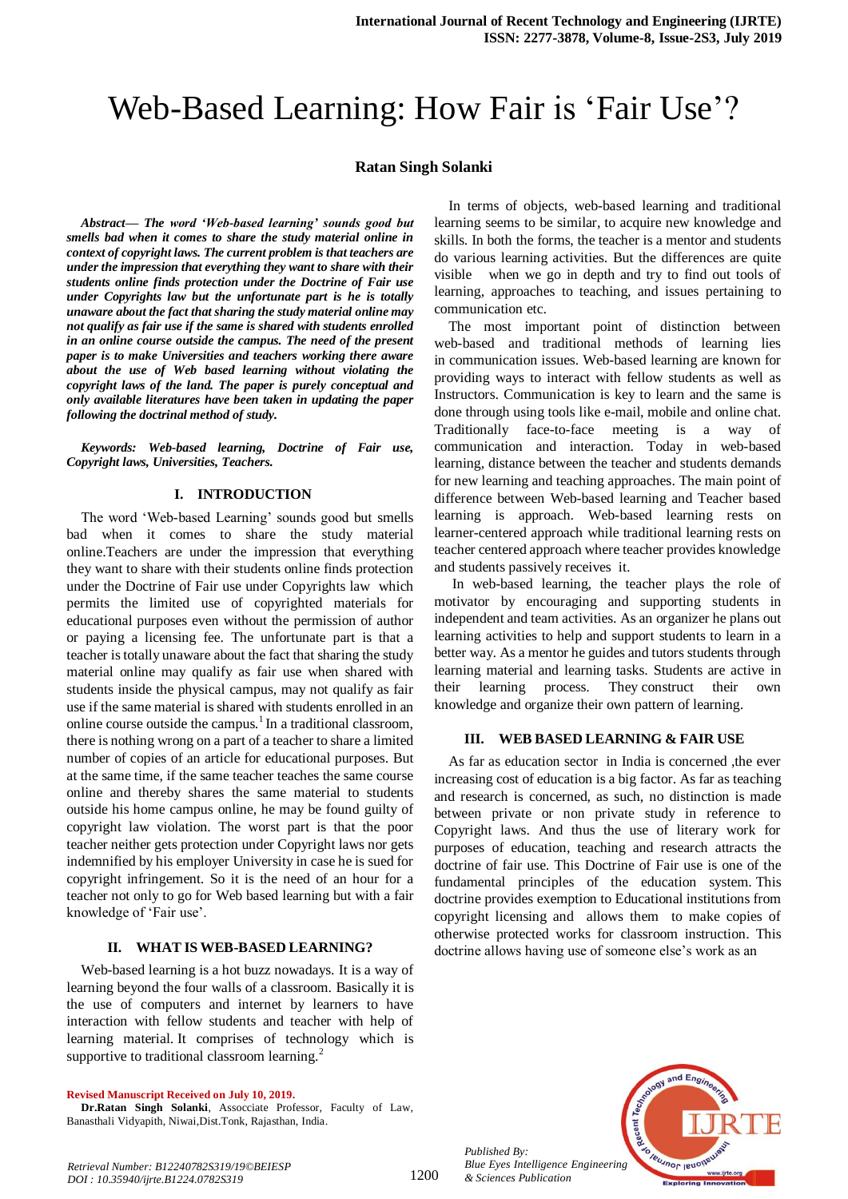# Web-Based Learning: How Fair is 'Fair Use'?

**Ratan Singh Solanki**

***Abstract***— ***The word 'Web-based learning' sounds good but smells bad when it comes to share the study material online in context of copyright laws. The current problem is that teachers are under the impression that everything they want to share with their students online finds protection under the Doctrine of Fair use under Copyrights law but the unfortunate part is he is totally unaware about the fact that sharing the study material online may not qualify as fair use if the same is shared with students enrolled in an online course outside the campus. The need of the present paper is to make Universities and teachers working there aware about the use of Web based learning without violating the copyright laws of the land. The paper is purely conceptual and only available literatures have been taken in updating the paper following the doctrinal method of study.***

***Keywords: Web-based learning, Doctrine of Fair use, Copyright laws, Universities, Teachers.***

## I. INTRODUCTION

The word 'Web-based Learning' sounds good but smells bad when it comes to share the study material online.Teachers are under the impression that everything they want to share with their students online finds protection under the Doctrine of Fair use under Copyrights law which permits the limited use of copyrighted materials for educational purposes even without the permission of author or paying a licensing fee. The unfortunate part is that a teacher is totally unaware about the fact that sharing the study material online may qualify as fair use when shared with students inside the physical campus, may not qualify as fair use if the same material is shared with students enrolled in an online course outside the campus.[1] In a traditional classroom, there is nothing wrong on a part of a teacher to share a limited number of copies of an article for educational purposes. But at the same time, if the same teacher teaches the same course online and thereby shares the same material to students outside his home campus online, he may be found guilty of copyright law violation. The worst part is that the poor teacher neither gets protection under Copyright laws nor gets indemnified by his employer University in case he is sued for copyright infringement. So it is the need of an hour for a teacher not only to go for Web based learning but with a fair knowledge of 'Fair use'.

## II. WHAT IS WEB-BASED LEARNING?

Web-based learning is a hot buzz nowadays. It is a way of learning beyond the four walls of a classroom. Basically it is the use of computers and internet by learners to have interaction with fellow students and teacher with help of learning material. It comprises of technology which is supportive to traditional classroom learning.[2]

In terms of objects, web-based learning and traditional learning seems to be similar, to acquire new knowledge and skills. In both the forms, the teacher is a mentor and students do various learning activities. But the differences are quite visible when we go in depth and try to find out tools of learning, approaches to teaching, and issues pertaining to communication etc.

The most important point of distinction between web-based and traditional methods of learning lies in communication issues. Web-based learning are known for providing ways to interact with fellow students as well as Instructors. Communication is key to learn and the same is done through using tools like e-mail, mobile and online chat. Traditionally face-to-face meeting is a way of communication and interaction. Today in web-based learning, distance between the teacher and students demands for new learning and teaching approaches. The main point of difference between Web-based learning and Teacher based learning is approach. Web-based learning rests on learner-centered approach while traditional learning rests on teacher centered approach where teacher provides knowledge and students passively receives it.

In web-based learning, the teacher plays the role of motivator by encouraging and supporting students in independent and team activities. As an organizer he plans out learning activities to help and support students to learn in a better way. As a mentor he guides and tutors students through learning material and learning tasks. Students are active in their learning process. They construct their own knowledge and organize their own pattern of learning.

## III. WEB BASED LEARNING & FAIR USE

As far as education sector in India is concerned ,the ever increasing cost of education is a big factor. As far as teaching and research is concerned, as such, no distinction is made between private or non private study in reference to Copyright laws. And thus the use of literary work for purposes of education, teaching and research attracts the doctrine of fair use. This Doctrine of Fair use is one of the fundamental principles of the education system. This doctrine provides exemption to Educational institutions from copyright licensing and allows them to make copies of otherwise protected works for classroom instruction. This doctrine allows having use of someone else's work as an

**Revised Manuscript Received on July 10, 2019.**

**Dr.Ratan Singh Solanki**, Assocciate Professor, Faculty of Law, Banasthali Vidyapith, Niwai,Dist.Tonk, Rajasthan, India.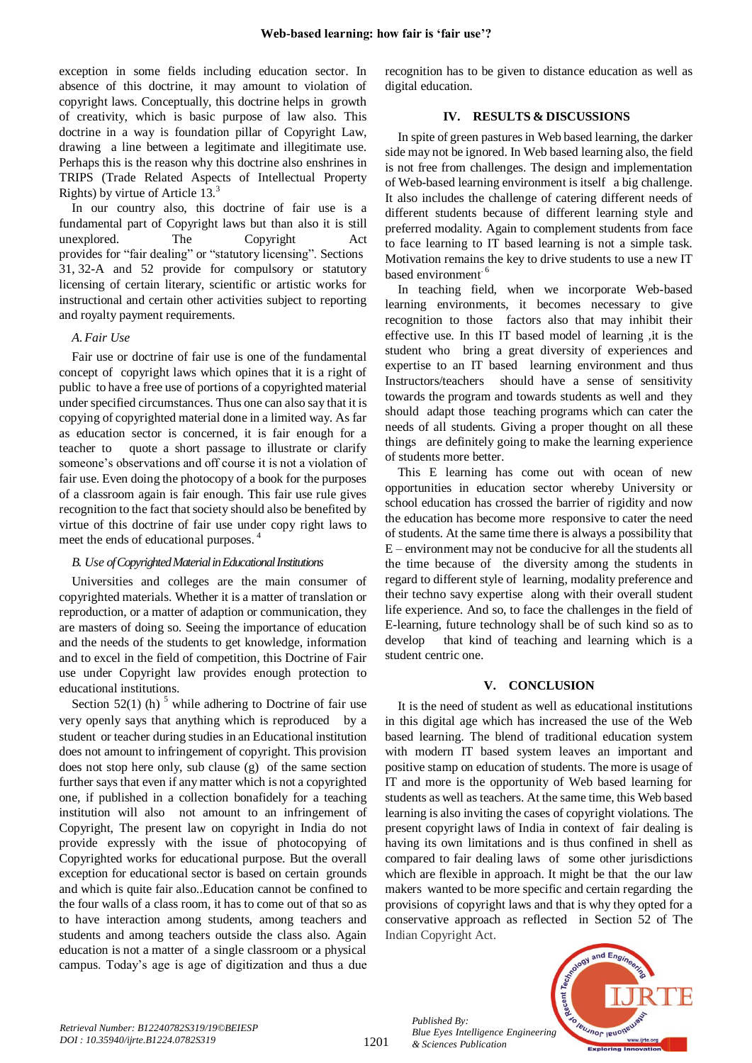exception in some fields including education sector. In absence of this doctrine, it may amount to violation of copyright laws. Conceptually, this doctrine helps in growth of creativity, which is basic purpose of law also. This doctrine in a way is foundation pillar of Copyright Law, drawing a line between a legitimate and illegitimate use. Perhaps this is the reason why this doctrine also enshrines in TRIPS (Trade Related Aspects of Intellectual Property Rights) by virtue of Article 13.[3]

In our country also, this doctrine of fair use is a fundamental part of Copyright laws but than also it is still unexplored. The Copyright Act provides for "fair dealing" or "statutory licensing". Sections 31, 32-A and 52 provide for compulsory or statutory licensing of certain literary, scientific or artistic works for instructional and certain other activities subject to reporting and royalty payment requirements.

### *A. Fair Use*

Fair use or doctrine of fair use is one of the fundamental concept of copyright laws which opines that it is a right of public to have a free use of portions of a copyrighted material under specified circumstances. Thus one can also say that it is copying of copyrighted material done in a limited way. As far as education sector is concerned, it is fair enough for a teacher to quote a short passage to illustrate or clarify someone's observations and off course it is not a violation of fair use. Even doing the photocopy of a book for the purposes of a classroom again is fair enough. This fair use rule gives recognition to the fact that society should also be benefited by virtue of this doctrine of fair use under copy right laws to meet the ends of educational purposes.[4]

### *B. Use of Copyrighted Material in Educational Institutions*

Universities and colleges are the main consumer of copyrighted materials. Whether it is a matter of translation or reproduction, or a matter of adaption or communication, they are masters of doing so. Seeing the importance of education and the needs of the students to get knowledge, information and to excel in the field of competition, this Doctrine of Fair use under Copyright law provides enough protection to educational institutions.

Section 52(1) (h) [5] while adhering to Doctrine of fair use very openly says that anything which is reproduced by a student or teacher during studies in an Educational institution does not amount to infringement of copyright. This provision does not stop here only, sub clause (g) of the same section further says that even if any matter which is not a copyrighted one, if published in a collection bonafidely for a teaching institution will also not amount to an infringement of Copyright, The present law on copyright in India do not provide expressly with the issue of photocopying of Copyrighted works for educational purpose. But the overall exception for educational sector is based on certain grounds and which is quite fair also..Education cannot be confined to the four walls of a class room, it has to come out of that so as to have interaction among students, among teachers and students and among teachers outside the class also. Again education is not a matter of a single classroom or a physical campus. Today's age is age of digitization and thus a due recognition has to be given to distance education as well as digital education.

## IV. RESULTS & DISCUSSIONS

In spite of green pastures in Web based learning, the darker side may not be ignored. In Web based learning also, the field is not free from challenges. The design and implementation of Web-based learning environment is itself a big challenge. It also includes the challenge of catering different needs of different students because of different learning style and preferred modality. Again to complement students from face to face learning to IT based learning is not a simple task. Motivation remains the key to drive students to use a new IT based environment.[6]

In teaching field, when we incorporate Web-based learning environments, it becomes necessary to give recognition to those factors also that may inhibit their effective use. In this IT based model of learning ,it is the student who bring a great diversity of experiences and expertise to an IT based learning environment and thus Instructors/teachers should have a sense of sensitivity towards the program and towards students as well and they should adapt those teaching programs which can cater the needs of all students. Giving a proper thought on all these things are definitely going to make the learning experience of students more better.

This E learning has come out with ocean of new opportunities in education sector whereby University or school education has crossed the barrier of rigidity and now the education has become more responsive to cater the need of students. At the same time there is always a possibility that E – environment may not be conducive for all the students all the time because of the diversity among the students in regard to different style of learning, modality preference and their techno savy expertise along with their overall student life experience. And so, to face the challenges in the field of E-learning, future technology shall be of such kind so as to develop that kind of teaching and learning which is a student centric one.

## V. CONCLUSION

It is the need of student as well as educational institutions in this digital age which has increased the use of the Web based learning. The blend of traditional education system with modern IT based system leaves an important and positive stamp on education of students. The more is usage of IT and more is the opportunity of Web based learning for students as well as teachers. At the same time, this Web based learning is also inviting the cases of copyright violations. The present copyright laws of India in context of fair dealing is having its own limitations and is thus confined in shell as compared to fair dealing laws of some other jurisdictions which are flexible in approach. It might be that the our law makers wanted to be more specific and certain regarding the provisions of copyright laws and that is why they opted for a conservative approach as reflected in Section 52 of The Indian Copyright Act.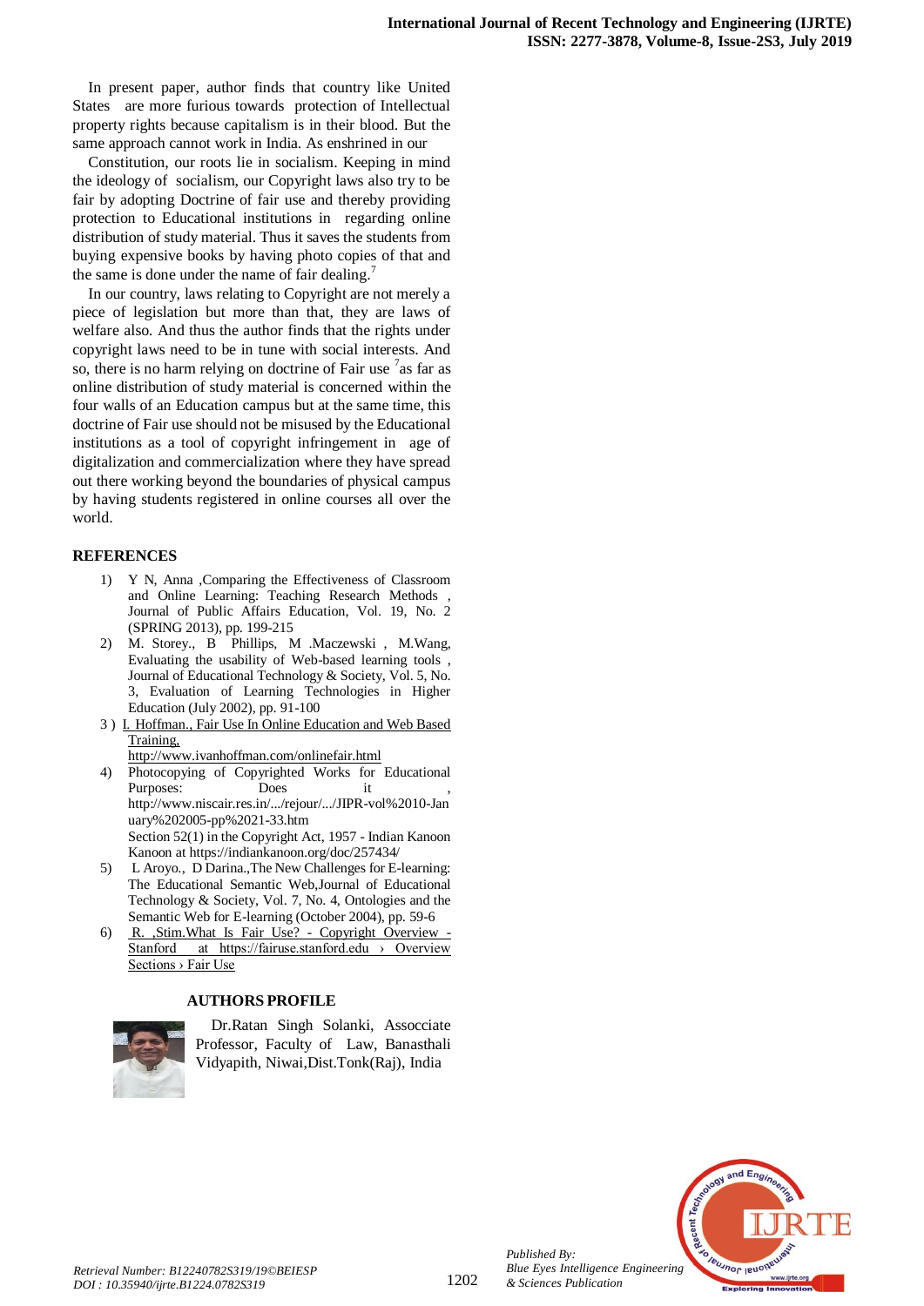In present paper, author finds that country like United States are more furious towards protection of Intellectual property rights because capitalism is in their blood. But the same approach cannot work in India. As enshrined in our

Constitution, our roots lie in socialism. Keeping in mind the ideology of socialism, our Copyright laws also try to be fair by adopting Doctrine of fair use and thereby providing protection to Educational institutions in regarding online distribution of study material. Thus it saves the students from buying expensive books by having photo copies of that and the same is done under the name of fair dealing.[7]

In our country, laws relating to Copyright are not merely a piece of legislation but more than that, they are laws of welfare also. And thus the author finds that the rights under copyright laws need to be in tune with social interests. And so, there is no harm relying on doctrine of Fair use [7]as far as online distribution of study material is concerned within the four walls of an Education campus but at the same time, this doctrine of Fair use should not be misused by the Educational institutions as a tool of copyright infringement in age of digitalization and commercialization where they have spread out there working beyond the boundaries of physical campus by having students registered in online courses all over the world.

## REFERENCES

1) Y N, Anna ,Comparing the Effectiveness of Classroom and Online Learning: Teaching Research Methods , Journal of Public Affairs Education, Vol. 19, No. 2 (SPRING 2013), pp. 199-215
2) M. Storey., B Phillips, M .Maczewski , M.Wang, Evaluating the usability of Web-based learning tools , Journal of Educational Technology & Society, Vol. 5, No. 3, Evaluation of Learning Technologies in Higher Education (July 2002), pp. 91-100
3 ) I. Hoffman., Fair Use In Online Education and Web Based Training, http://www.ivanhoffman.com/onlinefair.html
4) Photocopying of Copyrighted Works for Educational Purposes: Does it , http://www.niscair.res.in/.../rejour/.../JIPR-vol%2010-January%202005-pp%2021-33.htm
   Section 52(1) in the Copyright Act, 1957 - Indian Kanoon Kanoon at https://indiankanoon.org/doc/257434/
5) L Aroyo., D Darina.,The New Challenges for E-learning: The Educational Semantic Web,Journal of Educational Technology & Society, Vol. 7, No. 4, Ontologies and the Semantic Web for E-learning (October 2004), pp. 59-6
6) R. ,Stim.What Is Fair Use? - Copyright Overview - Stanford at https://fairuse.stanford.edu › Overview Sections › Fair Use

## AUTHORS PROFILE

Dr.Ratan Singh Solanki, Assocciate Professor, Faculty of Law, Banasthali Vidyapith, Niwai,Dist.Tonk(Raj), India